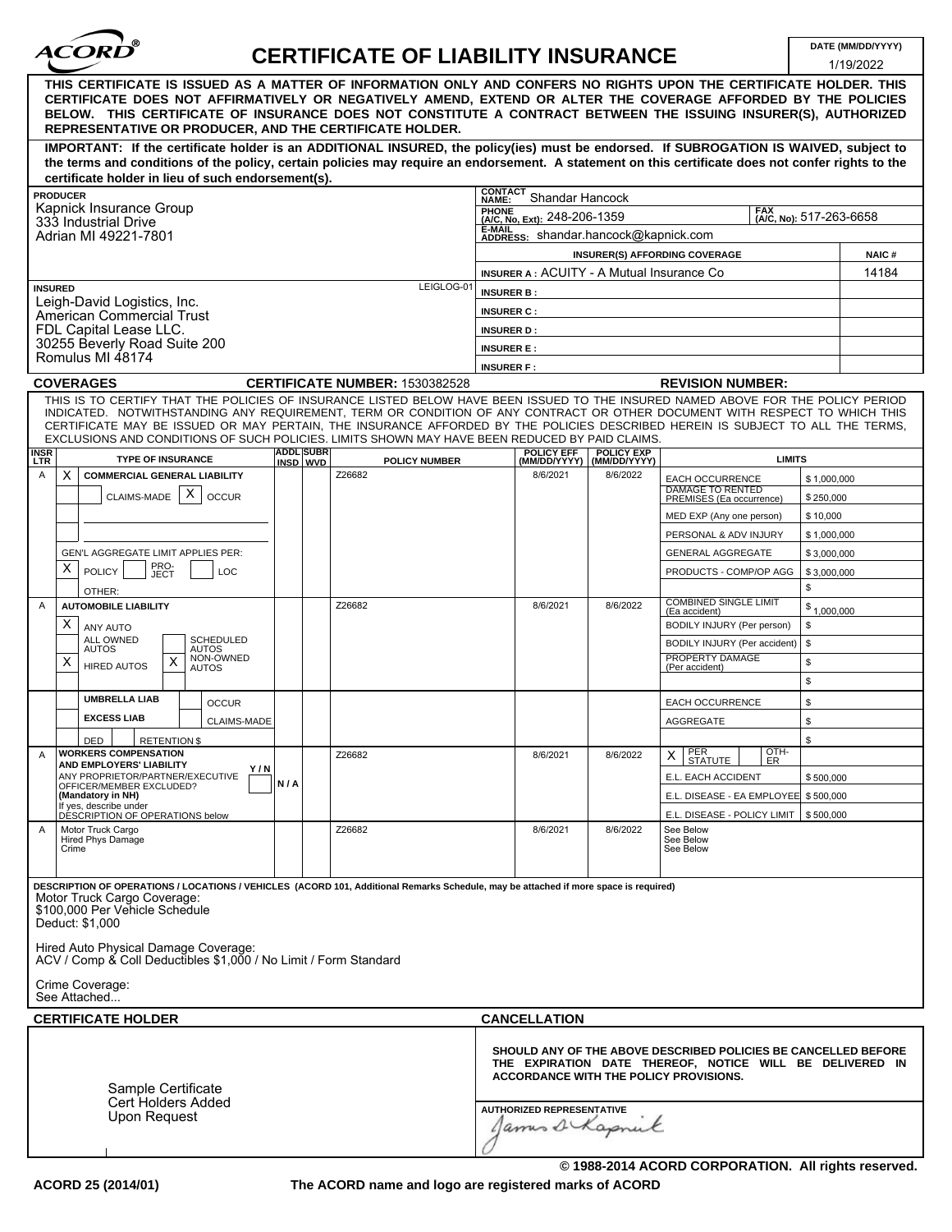# ACORD® CERTIFICATE OF LIABILITY INSURANCE

**DATE (MM/DD/YYYY):** 1/19/2022

**THIS CERTIFICATE IS ISSUED AS A MATTER OF INFORMATION ONLY AND CONFERS NO RIGHTS UPON THE CERTIFICATE HOLDER. THIS CERTIFICATE DOES NOT AFFIRMATIVELY OR NEGATIVELY AMEND, EXTEND OR ALTER THE COVERAGE AFFORDED BY THE POLICIES BELOW. THIS CERTIFICATE OF INSURANCE DOES NOT CONSTITUTE A CONTRACT BETWEEN THE ISSUING INSURER(S), AUTHORIZED REPRESENTATIVE OR PRODUCER, AND THE CERTIFICATE HOLDER.**

**IMPORTANT: If the certificate holder is an ADDITIONAL INSURED, the policy(ies) must be endorsed. If SUBROGATION IS WAIVED, subject to the terms and conditions of the policy, certain policies may require an endorsement. A statement on this certificate does not confer rights to the certificate holder in lieu of such endorsement(s).**

| PRODUCER | CONTACT |
|---|---|
| Kapnick Insurance Group<br>333 Industrial Drive<br>Adrian MI 49221-7801 | CONTACT NAME: Shandar Hancock<br>PHONE (A/C, No, Ext): 248-206-1359 &nbsp; FAX (A/C, No): 517-263-6658<br>E-MAIL ADDRESS: shandar.hancock@kapnick.com |

| INSURER(S) AFFORDING COVERAGE | NAIC # |
|---|---|
| INSURER A : ACUITY - A Mutual Insurance Co | 14184 |
| INSURER B : | |
| INSURER C : | |
| INSURER D : | |
| INSURER E : | |
| INSURER F : | |

**INSURED** (LEIGLOG-01)
Leigh-David Logistics, Inc.
American Commercial Trust
FDL Capital Lease LLC.
30255 Beverly Road Suite 200
Romulus MI 48174

## COVERAGES

**CERTIFICATE NUMBER:** 1530382528 &nbsp;&nbsp; **REVISION NUMBER:**

THIS IS TO CERTIFY THAT THE POLICIES OF INSURANCE LISTED BELOW HAVE BEEN ISSUED TO THE INSURED NAMED ABOVE FOR THE POLICY PERIOD INDICATED. NOTWITHSTANDING ANY REQUIREMENT, TERM OR CONDITION OF ANY CONTRACT OR OTHER DOCUMENT WITH RESPECT TO WHICH THIS CERTIFICATE MAY BE ISSUED OR MAY PERTAIN, THE INSURANCE AFFORDED BY THE POLICIES DESCRIBED HEREIN IS SUBJECT TO ALL THE TERMS, EXCLUSIONS AND CONDITIONS OF SUCH POLICIES. LIMITS SHOWN MAY HAVE BEEN REDUCED BY PAID CLAIMS.

| INSR LTR | TYPE OF INSURANCE | ADDL INSD | SUBR WVD | POLICY NUMBER | POLICY EFF (MM/DD/YYYY) | POLICY EXP (MM/DD/YYYY) | LIMITS | |
|---|---|---|---|---|---|---|---|---|
| A | X COMMERCIAL GENERAL LIABILITY | | | Z26682 | 8/6/2021 | 8/6/2022 | EACH OCCURRENCE | $ 1,000,000 |
| | CLAIMS-MADE [X] OCCUR | | | | | | DAMAGE TO RENTED PREMISES (Ea occurrence) | $ 250,000 |
| | | | | | | | MED EXP (Any one person) | $ 10,000 |
| | | | | | | | PERSONAL & ADV INJURY | $ 1,000,000 |
| | GEN'L AGGREGATE LIMIT APPLIES PER: | | | | | | GENERAL AGGREGATE | $ 3,000,000 |
| | X POLICY &nbsp; PRO-JECT &nbsp; LOC | | | | | | PRODUCTS - COMP/OP AGG | $ 3,000,000 |
| | OTHER: | | | | | | | $ |
| A | AUTOMOBILE LIABILITY | | | Z26682 | 8/6/2021 | 8/6/2022 | COMBINED SINGLE LIMIT (Ea accident) | $ 1,000,000 |
| | X ANY AUTO | | | | | | BODILY INJURY (Per person) | $ |
| | ALL OWNED AUTOS &nbsp; SCHEDULED AUTOS | | | | | | BODILY INJURY (Per accident) | $ |
| | X HIRED AUTOS &nbsp; X NON-OWNED AUTOS | | | | | | PROPERTY DAMAGE (Per accident) | $ |
| | | | | | | | | $ |
| | UMBRELLA LIAB &nbsp; OCCUR | | | | | | EACH OCCURRENCE | $ |
| | EXCESS LIAB &nbsp; CLAIMS-MADE | | | | | | AGGREGATE | $ |
| | DED &nbsp; RETENTION $ | | | | | | | $ |
| A | WORKERS COMPENSATION AND EMPLOYERS' LIABILITY Y/N<br>ANY PROPRIETOR/PARTNER/EXECUTIVE OFFICER/MEMBER EXCLUDED? (Mandatory in NH) — N/A<br>If yes, describe under DESCRIPTION OF OPERATIONS below | | | Z26682 | 8/6/2021 | 8/6/2022 | X PER STATUTE &nbsp; OTH-ER | |
| | | | | | | | E.L. EACH ACCIDENT | $ 500,000 |
| | | | | | | | E.L. DISEASE - EA EMPLOYEE | $ 500,000 |
| | | | | | | | E.L. DISEASE - POLICY LIMIT | $ 500,000 |
| A | Motor Truck Cargo<br>Hired Phys Damage<br>Crime | | | Z26682 | 8/6/2021 | 8/6/2022 | See Below<br>See Below<br>See Below | |

**DESCRIPTION OF OPERATIONS / LOCATIONS / VEHICLES** (ACORD 101, Additional Remarks Schedule, may be attached if more space is required)

Motor Truck Cargo Coverage:
$100,000 Per Vehicle Schedule
Deduct: $1,000

Hired Auto Physical Damage Coverage:
ACV / Comp & Coll Deductibles $1,000 / No Limit / Form Standard

Crime Coverage:
See Attached...

| CERTIFICATE HOLDER | CANCELLATION |
|---|---|
| Sample Certificate<br>Cert Holders Added<br>Upon Request | **SHOULD ANY OF THE ABOVE DESCRIBED POLICIES BE CANCELLED BEFORE THE EXPIRATION DATE THEREOF, NOTICE WILL BE DELIVERED IN ACCORDANCE WITH THE POLICY PROVISIONS.**<br><br>AUTHORIZED REPRESENTATIVE: James D Kapnick |

© 1988-2014 ACORD CORPORATION. All rights reserved.

ACORD 25 (2014/01) &nbsp;&nbsp; The ACORD name and logo are registered marks of ACORD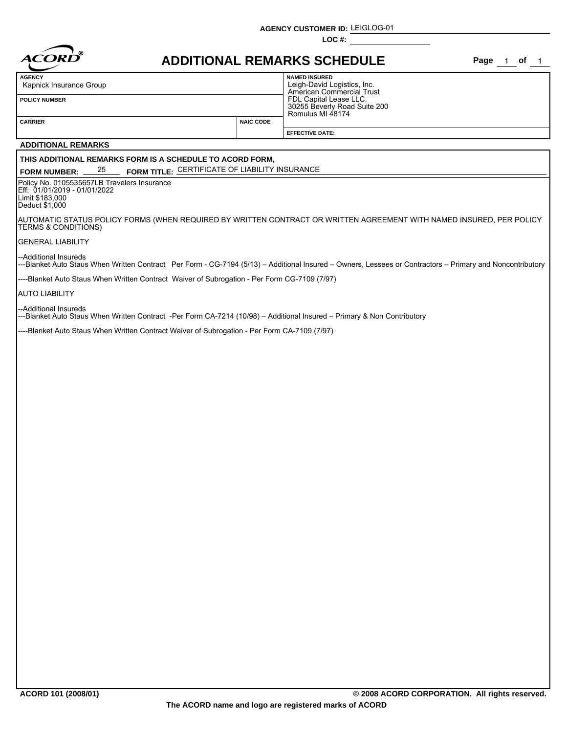AGENCY CUSTOMER ID: LEIGLOG-01

LOC #:

# ACORD ADDITIONAL REMARKS SCHEDULE

| AGENCY | | NAMED INSURED |
|---|---|---|
| Kapnick Insurance Group | | Leigh-David Logistics, Inc.<br>American Commercial Trust<br>FDL Capital Lease LLC.<br>30255 Beverly Road Suite 200<br>Romulus MI 48174 |
| POLICY NUMBER | | |
| CARRIER | NAIC CODE | EFFECTIVE DATE: |

## ADDITIONAL REMARKS

THIS ADDITIONAL REMARKS FORM IS A SCHEDULE TO ACORD FORM,

FORM NUMBER: 25 FORM TITLE: CERTIFICATE OF LIABILITY INSURANCE

Policy No. 0105535657LB Travelers Insurance
Eff: 01/01/2019 - 01/01/2022
Limit $183,000
Deduct $1,000

AUTOMATIC STATUS POLICY FORMS (WHEN REQUIRED BY WRITTEN CONTRACT OR WRITTEN AGREEMENT WITH NAMED INSURED, PER POLICY TERMS & CONDITIONS)

GENERAL LIABILITY

--Additional Insureds
---Blanket Auto Staus When Written Contract Per Form - CG-7194 (5/13) – Additional Insured – Owners, Lessees or Contractors – Primary and Noncontributory

----Blanket Auto Staus When Written Contract Waiver of Subrogation - Per Form CG-7109 (7/97)

AUTO LIABILITY

--Additional Insureds
---Blanket Auto Staus When Written Contract -Per Form CA-7214 (10/98) – Additional Insured – Primary & Non Contributory

----Blanket Auto Staus When Written Contract Waiver of Subrogation - Per Form CA-7109 (7/97)

ACORD 101 (2008/01) © 2008 ACORD CORPORATION. All rights reserved.

The ACORD name and logo are registered marks of ACORD